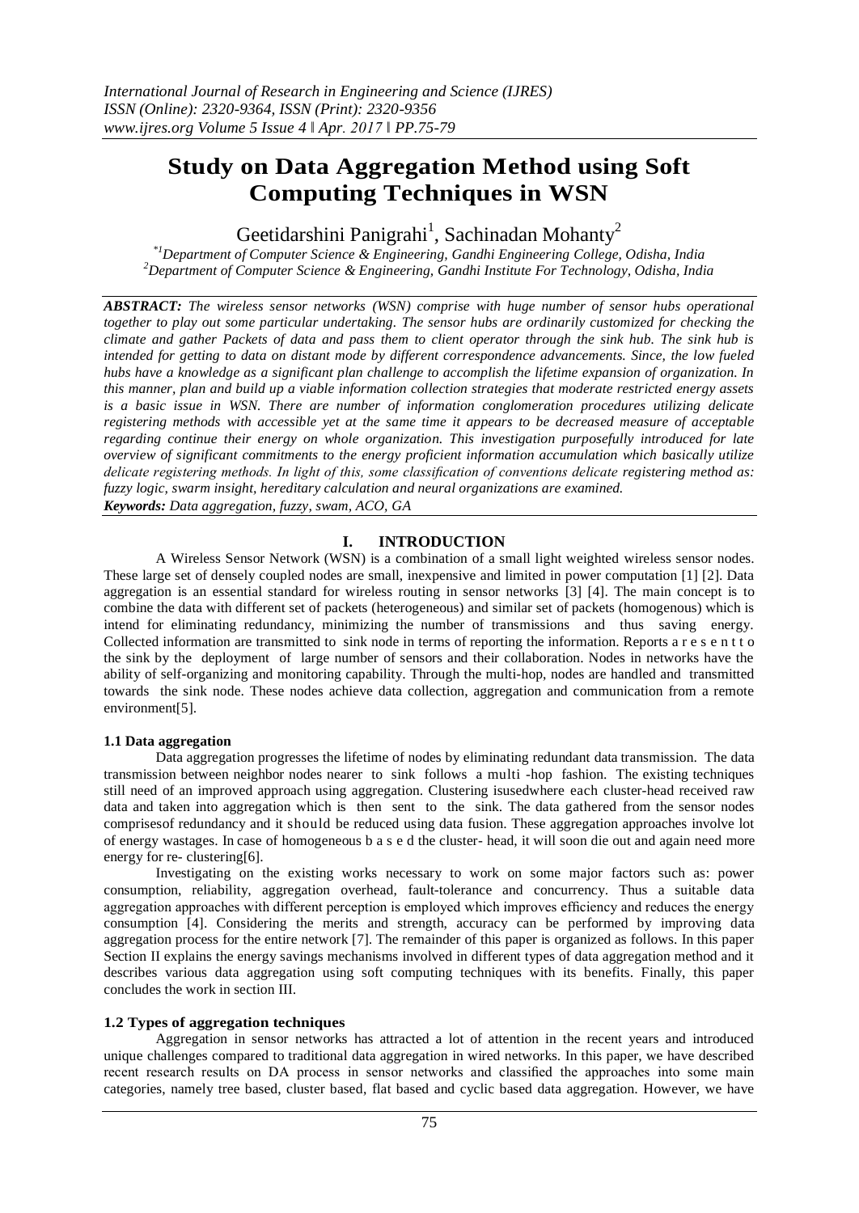# Study on Data Aggregation Method using Soft Computing Techniques in WSN

Geetidarshini Panigrahi[1], Sachinadan Mohanty[2]

*[1]Department of Computer Science & Engineering, Gandhi Engineering College, Odisha, India*
*[2]Department of Computer Science & Engineering, Gandhi Institute For Technology, Odisha, India*

***ABSTRACT:*** *The wireless sensor networks (WSN) comprise with huge number of sensor hubs operational together to play out some particular undertaking. The sensor hubs are ordinarily customized for checking the climate and gather Packets of data and pass them to client operator through the sink hub. The sink hub is intended for getting to data on distant mode by different correspondence advancements. Since, the low fueled hubs have a knowledge as a significant plan challenge to accomplish the lifetime expansion of organization. In this manner, plan and build up a viable information collection strategies that moderate restricted energy assets is a basic issue in WSN. There are number of information conglomeration procedures utilizing delicate registering methods with accessible yet at the same time it appears to be decreased measure of acceptable regarding continue their energy on whole organization. This investigation purposefully introduced for late overview of significant commitments to the energy proficient information accumulation which basically utilize delicate registering methods. In light of this, some classification of conventions delicate registering method as: fuzzy logic, swarm insight, hereditary calculation and neural organizations are examined.*

***Keywords:*** *Data aggregation, fuzzy, swam, ACO, GA*

## I. INTRODUCTION

A Wireless Sensor Network (WSN) is a combination of a small light weighted wireless sensor nodes. These large set of densely coupled nodes are small, inexpensive and limited in power computation [1] [2]. Data aggregation is an essential standard for wireless routing in sensor networks [3] [4]. The main concept is to combine the data with different set of packets (heterogeneous) and similar set of packets (homogenous) which is intend for eliminating redundancy, minimizing the number of transmissions and thus saving energy. Collected information are transmitted to sink node in terms of reporting the information. Reports are sent to the sink by the deployment of large number of sensors and their collaboration. Nodes in networks have the ability of self-organizing and monitoring capability. Through the multi-hop, nodes are handled and transmitted towards the sink node. These nodes achieve data collection, aggregation and communication from a remote environment[5].

### 1.1 Data aggregation

Data aggregation progresses the lifetime of nodes by eliminating redundant data transmission. The data transmission between neighbor nodes nearer to sink follows a multi -hop fashion. The existing techniques still need of an improved approach using aggregation. Clustering isusedwhere each cluster-head received raw data and taken into aggregation which is then sent to the sink. The data gathered from the sensor nodes comprisesof redundancy and it should be reduced using data fusion. These aggregation approaches involve lot of energy wastages. In case of homogeneous based the cluster- head, it will soon die out and again need more energy for re- clustering[6].

Investigating on the existing works necessary to work on some major factors such as: power consumption, reliability, aggregation overhead, fault-tolerance and concurrency. Thus a suitable data aggregation approaches with different perception is employed which improves efficiency and reduces the energy consumption [4]. Considering the merits and strength, accuracy can be performed by improving data aggregation process for the entire network [7]. The remainder of this paper is organized as follows. In this paper Section II explains the energy savings mechanisms involved in different types of data aggregation method and it describes various data aggregation using soft computing techniques with its benefits. Finally, this paper concludes the work in section III.

### 1.2 Types of aggregation techniques

Aggregation in sensor networks has attracted a lot of attention in the recent years and introduced unique challenges compared to traditional data aggregation in wired networks. In this paper, we have described recent research results on DA process in sensor networks and classified the approaches into some main categories, namely tree based, cluster based, flat based and cyclic based data aggregation. However, we have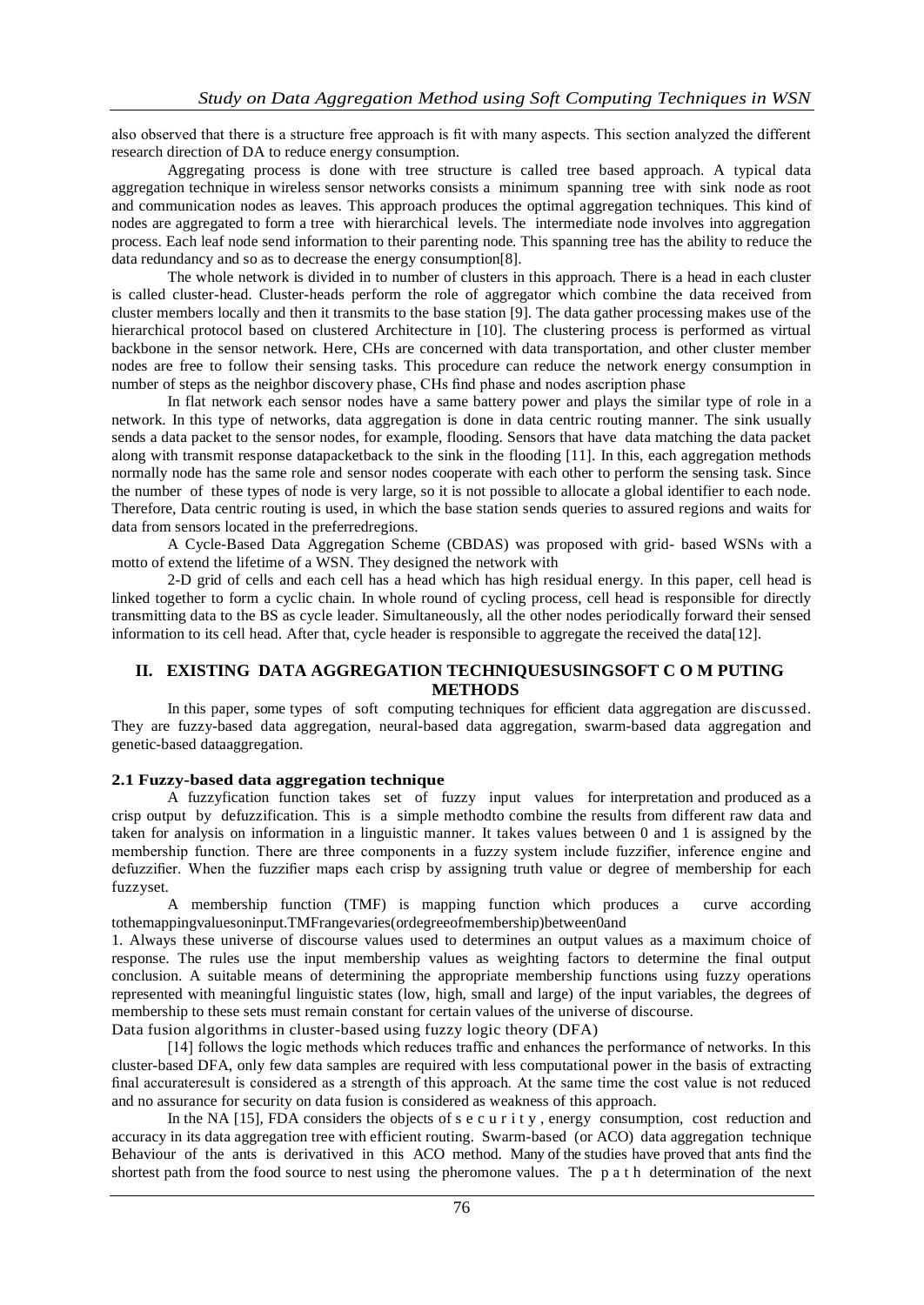also observed that there is a structure free approach is fit with many aspects. This section analyzed the different research direction of DA to reduce energy consumption.

Aggregating process is done with tree structure is called tree based approach. A typical data aggregation technique in wireless sensor networks consists a minimum spanning tree with sink node as root and communication nodes as leaves. This approach produces the optimal aggregation techniques. This kind of nodes are aggregated to form a tree with hierarchical levels. The intermediate node involves into aggregation process. Each leaf node send information to their parenting node. This spanning tree has the ability to reduce the data redundancy and so as to decrease the energy consumption[8].

The whole network is divided in to number of clusters in this approach. There is a head in each cluster is called cluster-head. Cluster-heads perform the role of aggregator which combine the data received from cluster members locally and then it transmits to the base station [9]. The data gather processing makes use of the hierarchical protocol based on clustered Architecture in [10]. The clustering process is performed as virtual backbone in the sensor network. Here, CHs are concerned with data transportation, and other cluster member nodes are free to follow their sensing tasks. This procedure can reduce the network energy consumption in number of steps as the neighbor discovery phase, CHs find phase and nodes ascription phase

In flat network each sensor nodes have a same battery power and plays the similar type of role in a network. In this type of networks, data aggregation is done in data centric routing manner. The sink usually sends a data packet to the sensor nodes, for example, flooding. Sensors that have data matching the data packet along with transmit response datapacketback to the sink in the flooding [11]. In this, each aggregation methods normally node has the same role and sensor nodes cooperate with each other to perform the sensing task. Since the number of these types of node is very large, so it is not possible to allocate a global identifier to each node. Therefore, Data centric routing is used, in which the base station sends queries to assured regions and waits for data from sensors located in the preferredregions.

A Cycle-Based Data Aggregation Scheme (CBDAS) was proposed with grid- based WSNs with a motto of extend the lifetime of a WSN. They designed the network with

2-D grid of cells and each cell has a head which has high residual energy. In this paper, cell head is linked together to form a cyclic chain. In whole round of cycling process, cell head is responsible for directly transmitting data to the BS as cycle leader. Simultaneously, all the other nodes periodically forward their sensed information to its cell head. After that, cycle header is responsible to aggregate the received the data[12].

## II. EXISTING DATA AGGREGATION TECHNIQUESUSINGSOFT C O M PUTING METHODS

In this paper, some types of soft computing techniques for efficient data aggregation are discussed. They are fuzzy-based data aggregation, neural-based data aggregation, swarm-based data aggregation and genetic-based dataaggregation.

### 2.1 Fuzzy-based data aggregation technique

A fuzzyfication function takes set of fuzzy input values for interpretation and produced as a crisp output by defuzzification. This is a simple methodto combine the results from different raw data and taken for analysis on information in a linguistic manner. It takes values between 0 and 1 is assigned by the membership function. There are three components in a fuzzy system include fuzzifier, inference engine and defuzzifier. When the fuzzifier maps each crisp by assigning truth value or degree of membership for each fuzzyset.

A membership function (TMF) is mapping function which produces a curve according tothemappingvaluesoninput.TMFrangevaries(ordegreeofmembership)between0and 1. Always these universe of discourse values used to determines an output values as a maximum choice of response. The rules use the input membership values as weighting factors to determine the final output conclusion. A suitable means of determining the appropriate membership functions using fuzzy operations represented with meaningful linguistic states (low, high, small and large) of the input variables, the degrees of membership to these sets must remain constant for certain values of the universe of discourse.

Data fusion algorithms in cluster-based using fuzzy logic theory (DFA)

[14] follows the logic methods which reduces traffic and enhances the performance of networks. In this cluster-based DFA, only few data samples are required with less computational power in the basis of extracting final accurateresult is considered as a strength of this approach. At the same time the cost value is not reduced and no assurance for security on data fusion is considered as weakness of this approach.

In the NA [15], FDA considers the objects of s e c u r i t y , energy consumption, cost reduction and accuracy in its data aggregation tree with efficient routing. Swarm-based (or ACO) data aggregation technique Behaviour of the ants is derivatived in this ACO method. Many of the studies have proved that ants find the shortest path from the food source to nest using the pheromone values. The p a t h determination of the next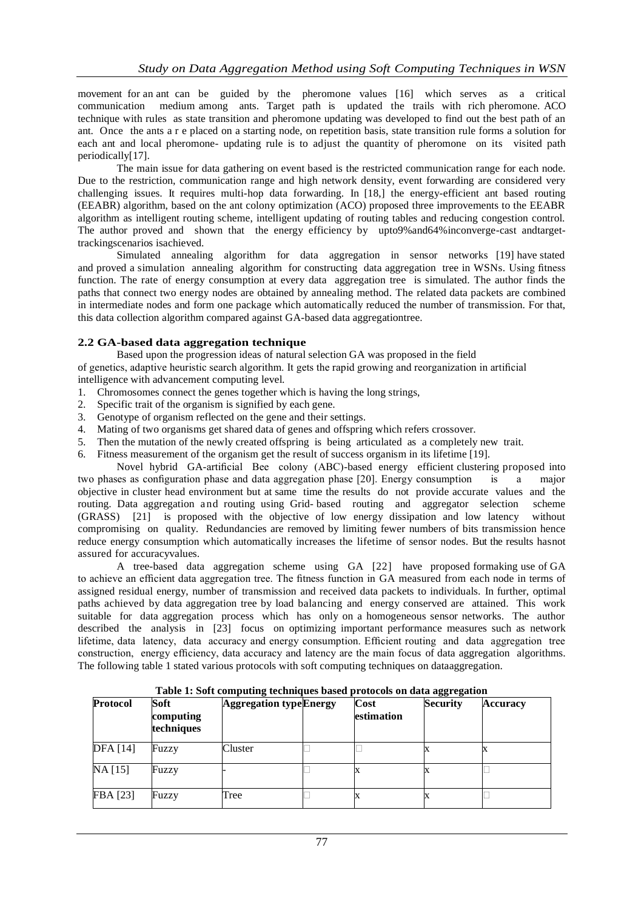movement for an ant can be guided by the pheromone values [16] which serves as a critical communication medium among ants. Target path is updated the trails with rich pheromone. ACO technique with rules as state transition and pheromone updating was developed to find out the best path of an ant. Once the ants a r e placed on a starting node, on repetition basis, state transition rule forms a solution for each ant and local pheromone- updating rule is to adjust the quantity of pheromone on its visited path periodically[17].

The main issue for data gathering on event based is the restricted communication range for each node. Due to the restriction, communication range and high network density, event forwarding are considered very challenging issues. It requires multi-hop data forwarding. In [18,] the energy-efficient ant based routing (EEABR) algorithm, based on the ant colony optimization (ACO) proposed three improvements to the EEABR algorithm as intelligent routing scheme, intelligent updating of routing tables and reducing congestion control. The author proved and shown that the energy efficiency by upto9%and64%inconverge-cast andtarget-trackingscenarios isachieved.

Simulated annealing algorithm for data aggregation in sensor networks [19] have stated and proved a simulation annealing algorithm for constructing data aggregation tree in WSNs. Using fitness function. The rate of energy consumption at every data aggregation tree is simulated. The author finds the paths that connect two energy nodes are obtained by annealing method. The related data packets are combined in intermediate nodes and form one package which automatically reduced the number of transmission. For that, this data collection algorithm compared against GA-based data aggregationtree.

## 2.2 GA-based data aggregation technique

Based upon the progression ideas of natural selection GA was proposed in the field of genetics, adaptive heuristic search algorithm. It gets the rapid growing and reorganization in artificial intelligence with advancement computing level.

1. Chromosomes connect the genes together which is having the long strings,
2. Specific trait of the organism is signified by each gene.
3. Genotype of organism reflected on the gene and their settings.
4. Mating of two organisms get shared data of genes and offspring which refers crossover.
5. Then the mutation of the newly created offspring is being articulated as a completely new trait.
6. Fitness measurement of the organism get the result of success organism in its lifetime [19].

Novel hybrid GA-artificial Bee colony (ABC)-based energy efficient clustering proposed into two phases as configuration phase and data aggregation phase [20]. Energy consumption is a major objective in cluster head environment but at same time the results do not provide accurate values and the routing. Data aggregation and routing using Grid- based routing and aggregator selection scheme (GRASS) [21] is proposed with the objective of low energy dissipation and low latency without compromising on quality. Redundancies are removed by limiting fewer numbers of bits transmission hence reduce energy consumption which automatically increases the lifetime of sensor nodes. But the results hasnot assured for accuracyvalues.

A tree-based data aggregation scheme using GA [22] have proposed formaking use of GA to achieve an efficient data aggregation tree. The fitness function in GA measured from each node in terms of assigned residual energy, number of transmission and received data packets to individuals. In further, optimal paths achieved by data aggregation tree by load balancing and energy conserved are attained. This work suitable for data aggregation process which has only on a homogeneous sensor networks. The author described the analysis in [23] focus on optimizing important performance measures such as network lifetime, data latency, data accuracy and energy consumption. Efficient routing and data aggregation tree construction, energy efficiency, data accuracy and latency are the main focus of data aggregation algorithms. The following table 1 stated various protocols with soft computing techniques on dataaggregation.

**Table 1: Soft computing techniques based protocols on data aggregation**

| Protocol | Soft computing techniques | Aggregation type | Energy | Cost estimation | Security | Accuracy |
|---|---|---|---|---|---|---|
| DFA [14] | Fuzzy | Cluster | □ | □ | x | x |
| NA [15] | Fuzzy | - | □ | x | x | □ |
| FBA [23] | Fuzzy | Tree | □ | x | x | □ |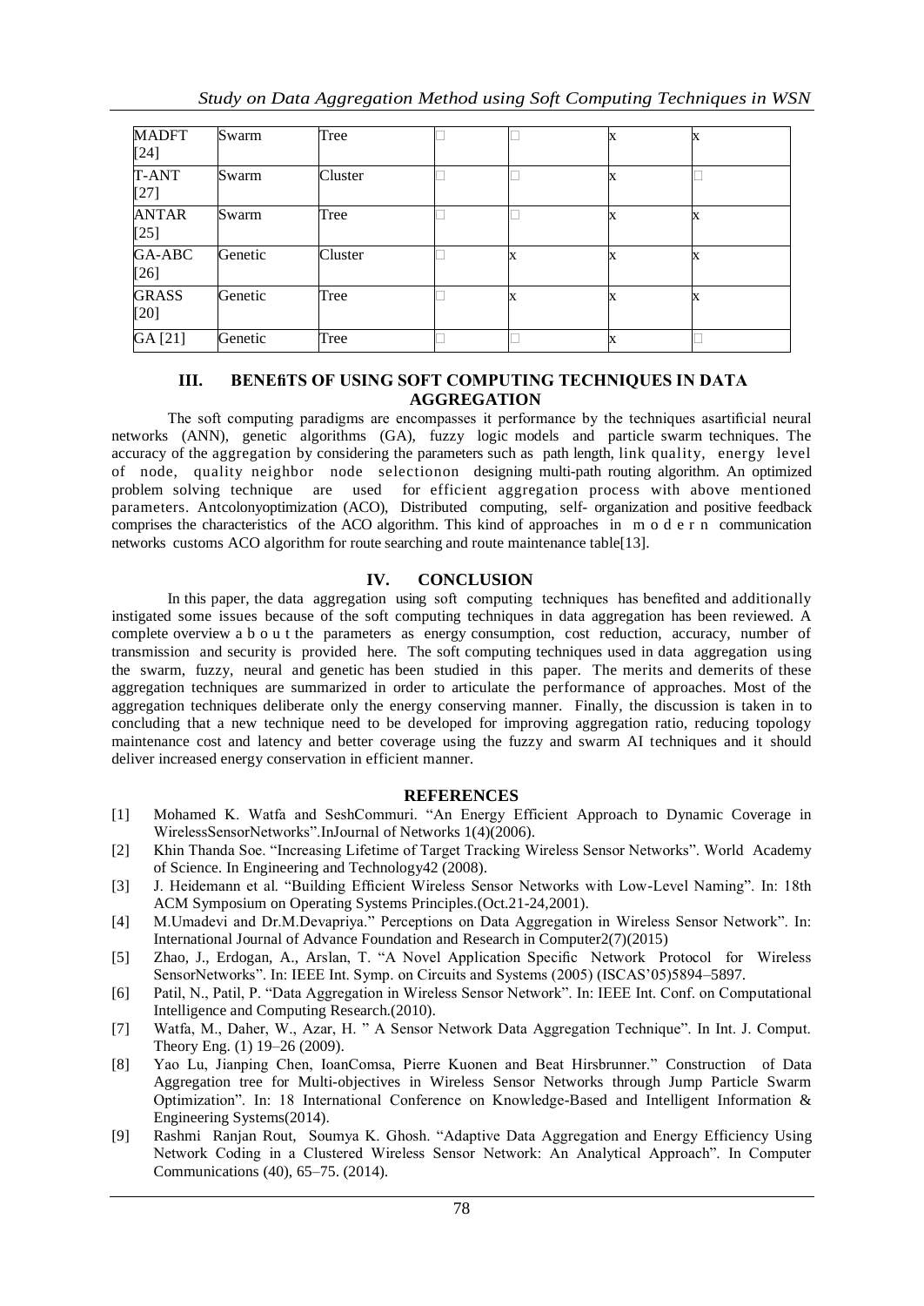| MADFT [24] | Swarm | Tree | □ | □ | x | x |
|---|---|---|---|---|---|---|
| T-ANT [27] | Swarm | Cluster | □ | □ | x | □ |
| ANTAR [25] | Swarm | Tree | □ | □ | x | x |
| GA-ABC [26] | Genetic | Cluster | □ | x | x | x |
| GRASS [20] | Genetic | Tree | □ | x | x | x |
| GA [21] | Genetic | Tree | □ | □ | x | □ |

## III. BENEfiTS OF USING SOFT COMPUTING TECHNIQUES IN DATA AGGREGATION

The soft computing paradigms are encompasses it performance by the techniques asartificial neural networks (ANN), genetic algorithms (GA), fuzzy logic models and particle swarm techniques. The accuracy of the aggregation by considering the parameters such as path length, link quality, energy level of node, quality neighbor node selectionon designing multi-path routing algorithm. An optimized problem solving technique are used for efficient aggregation process with above mentioned parameters. Antcolonyoptimization (ACO), Distributed computing, self- organization and positive feedback comprises the characteristics of the ACO algorithm. This kind of approaches in m o d e r n communication networks customs ACO algorithm for route searching and route maintenance table[13].

## IV. CONCLUSION

In this paper, the data aggregation using soft computing techniques has benefited and additionally instigated some issues because of the soft computing techniques in data aggregation has been reviewed. A complete overview a b o u t the parameters as energy consumption, cost reduction, accuracy, number of transmission and security is provided here. The soft computing techniques used in data aggregation using the swarm, fuzzy, neural and genetic has been studied in this paper. The merits and demerits of these aggregation techniques are summarized in order to articulate the performance of approaches. Most of the aggregation techniques deliberate only the energy conserving manner. Finally, the discussion is taken in to concluding that a new technique need to be developed for improving aggregation ratio, reducing topology maintenance cost and latency and better coverage using the fuzzy and swarm AI techniques and it should deliver increased energy conservation in efficient manner.

## REFERENCES

[1] Mohamed K. Watfa and SeshCommuri. "An Energy Efficient Approach to Dynamic Coverage in WirelessSensorNetworks".InJournal of Networks 1(4)(2006).

[2] Khin Thanda Soe. "Increasing Lifetime of Target Tracking Wireless Sensor Networks". World Academy of Science. In Engineering and Technology42 (2008).

[3] J. Heidemann et al. "Building Efficient Wireless Sensor Networks with Low-Level Naming". In: 18th ACM Symposium on Operating Systems Principles.(Oct.21-24,2001).

[4] M.Umadevi and Dr.M.Devapriya." Perceptions on Data Aggregation in Wireless Sensor Network". In: International Journal of Advance Foundation and Research in Computer2(7)(2015)

[5] Zhao, J., Erdogan, A., Arslan, T. "A Novel Application Specific Network Protocol for Wireless SensorNetworks". In: IEEE Int. Symp. on Circuits and Systems (2005) (ISCAS'05)5894–5897.

[6] Patil, N., Patil, P. "Data Aggregation in Wireless Sensor Network". In: IEEE Int. Conf. on Computational Intelligence and Computing Research.(2010).

[7] Watfa, M., Daher, W., Azar, H. " A Sensor Network Data Aggregation Technique". In Int. J. Comput. Theory Eng. (1) 19–26 (2009).

[8] Yao Lu, Jianping Chen, IoanComsa, Pierre Kuonen and Beat Hirsbrunner." Construction of Data Aggregation tree for Multi-objectives in Wireless Sensor Networks through Jump Particle Swarm Optimization". In: 18 International Conference on Knowledge-Based and Intelligent Information & Engineering Systems(2014).

[9] Rashmi Ranjan Rout, Soumya K. Ghosh. "Adaptive Data Aggregation and Energy Efficiency Using Network Coding in a Clustered Wireless Sensor Network: An Analytical Approach". In Computer Communications (40), 65–75. (2014).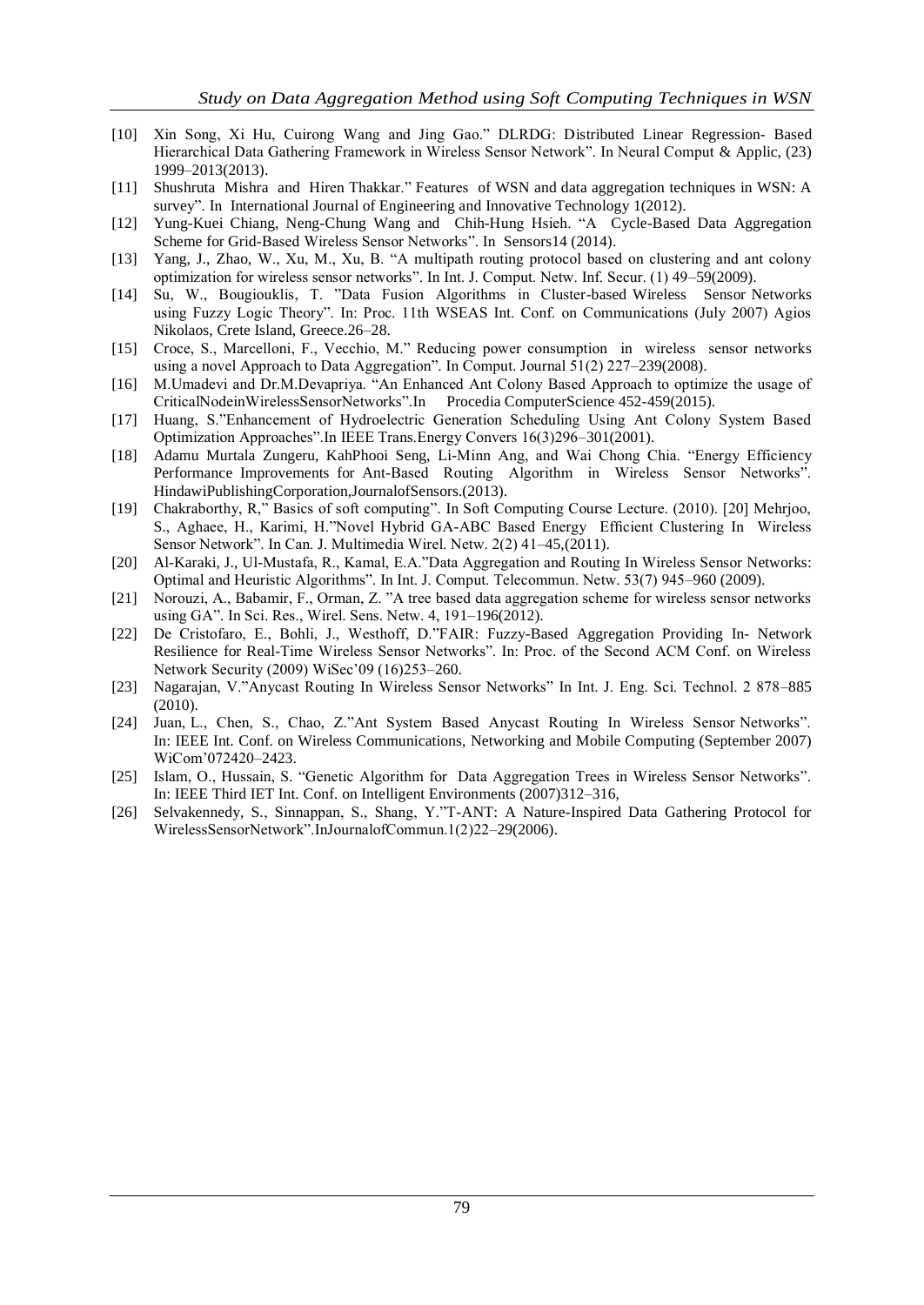[10] Xin Song, Xi Hu, Cuirong Wang and Jing Gao." DLRDG: Distributed Linear Regression- Based Hierarchical Data Gathering Framework in Wireless Sensor Network". In Neural Comput & Applic, (23) 1999–2013(2013).

[11] Shushruta Mishra and Hiren Thakkar." Features of WSN and data aggregation techniques in WSN: A survey". In International Journal of Engineering and Innovative Technology 1(2012).

[12] Yung-Kuei Chiang, Neng-Chung Wang and Chih-Hung Hsieh. "A Cycle-Based Data Aggregation Scheme for Grid-Based Wireless Sensor Networks". In Sensors14 (2014).

[13] Yang, J., Zhao, W., Xu, M., Xu, B. "A multipath routing protocol based on clustering and ant colony optimization for wireless sensor networks". In Int. J. Comput. Netw. Inf. Secur. (1) 49–59(2009).

[14] Su, W., Bougiouklis, T. "Data Fusion Algorithms in Cluster-based Wireless Sensor Networks using Fuzzy Logic Theory". In: Proc. 11th WSEAS Int. Conf. on Communications (July 2007) Agios Nikolaos, Crete Island, Greece.26–28.

[15] Croce, S., Marcelloni, F., Vecchio, M." Reducing power consumption in wireless sensor networks using a novel Approach to Data Aggregation". In Comput. Journal 51(2) 227–239(2008).

[16] M.Umadevi and Dr.M.Devapriya. "An Enhanced Ant Colony Based Approach to optimize the usage of CriticalNodeinWirelessSensorNetworks".In Procedia ComputerScience 452-459(2015).

[17] Huang, S."Enhancement of Hydroelectric Generation Scheduling Using Ant Colony System Based Optimization Approaches".In IEEE Trans.Energy Convers 16(3)296–301(2001).

[18] Adamu Murtala Zungeru, KahPhooi Seng, Li-Minn Ang, and Wai Chong Chia. "Energy Efficiency Performance Improvements for Ant-Based Routing Algorithm in Wireless Sensor Networks". HindawiPublishingCorporation,JournalofSensors.(2013).

[19] Chakraborthy, R," Basics of soft computing". In Soft Computing Course Lecture. (2010). [20] Mehrjoo, S., Aghaee, H., Karimi, H."Novel Hybrid GA-ABC Based Energy Efficient Clustering In Wireless Sensor Network". In Can. J. Multimedia Wirel. Netw. 2(2) 41–45,(2011).

[20] Al-Karaki, J., Ul-Mustafa, R., Kamal, E.A."Data Aggregation and Routing In Wireless Sensor Networks: Optimal and Heuristic Algorithms". In Int. J. Comput. Telecommun. Netw. 53(7) 945–960 (2009).

[21] Norouzi, A., Babamir, F., Orman, Z. "A tree based data aggregation scheme for wireless sensor networks using GA". In Sci. Res., Wirel. Sens. Netw. 4, 191–196(2012).

[22] De Cristofaro, E., Bohli, J., Westhoff, D."FAIR: Fuzzy-Based Aggregation Providing In- Network Resilience for Real-Time Wireless Sensor Networks". In: Proc. of the Second ACM Conf. on Wireless Network Security (2009) WiSec'09 (16)253–260.

[23] Nagarajan, V."Anycast Routing In Wireless Sensor Networks" In Int. J. Eng. Sci. Technol. 2 878–885 (2010).

[24] Juan, L., Chen, S., Chao, Z."Ant System Based Anycast Routing In Wireless Sensor Networks". In: IEEE Int. Conf. on Wireless Communications, Networking and Mobile Computing (September 2007) WiCom'072420–2423.

[25] Islam, O., Hussain, S. "Genetic Algorithm for Data Aggregation Trees in Wireless Sensor Networks". In: IEEE Third IET Int. Conf. on Intelligent Environments (2007)312–316,

[26] Selvakennedy, S., Sinnappan, S., Shang, Y."T-ANT: A Nature-Inspired Data Gathering Protocol for WirelessSensorNetwork".InJournalofCommun.1(2)22–29(2006).